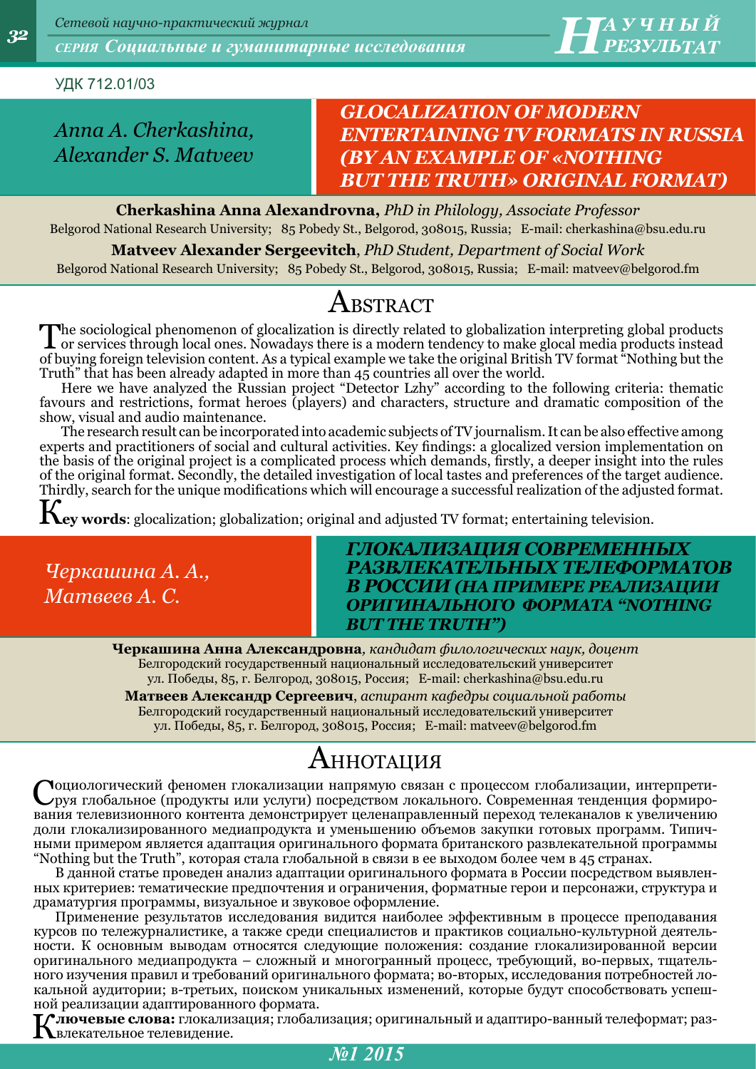УДК 712.01/03

*Anna A. Cherkashina,*
*Alexander S. Matveev*

# GLOCALIZATION OF MODERN ENTERTAINING TV FORMATS IN RUSSIA (BY AN EXAMPLE OF «NOTHING BUT THE TRUTH» ORIGINAL FORMAT)

**Cherkashina Anna Alexandrovna,** *PhD in Philology, Associate Professor*
Belgorod National Research University; 85 Pobedy St., Belgorod, 308015, Russia; E-mail: cherkashina@bsu.edu.ru

**Matveev Alexander Sergeevitch**, *PhD Student, Department of Social Work*
Belgorod National Research University; 85 Pobedy St., Belgorod, 308015, Russia; E-mail: matveev@belgorod.fm

## Abstract

The sociological phenomenon of glocalization is directly related to globalization interpreting global products or services through local ones. Nowadays there is a modern tendency to make glocal media products instead of buying foreign television content. As a typical example we take the original British TV format "Nothing but the Truth" that has been already adapted in more than 45 countries all over the world.

Here we have analyzed the Russian project "Detector Lzhy" according to the following criteria: thematic favours and restrictions, format heroes (players) and characters, structure and dramatic composition of the show, visual and audio maintenance.

The research result can be incorporated into academic subjects of TV journalism. It can be also effective among experts and practitioners of social and cultural activities. Key findings: a glocalized version implementation on the basis of the original project is a complicated process which demands, firstly, a deeper insight into the rules of the original format. Secondly, the detailed investigation of local tastes and preferences of the target audience. Thirdly, search for the unique modifications which will encourage a successful realization of the adjusted format.

**Key words**: glocalization; globalization; original and adjusted TV format; entertaining television.

*Черкашина А. А.,*
*Матвеев А. С.*

# ГЛОКАЛИЗАЦИЯ СОВРЕМЕННЫХ РАЗВЛЕКАТЕЛЬНЫХ ТЕЛЕФОРМАТОВ В РОССИИ (НА ПРИМЕРЕ РЕАЛИЗАЦИИ ОРИГИНАЛЬНОГО ФОРМАТА "NOTHING BUT THE TRUTH")

**Черкашина Анна Александровна**, *кандидат филологических наук, доцент*
Белгородский государственный национальный исследовательский университет
ул. Победы, 85, г. Белгород, 308015, Россия; E-mail: cherkashina@bsu.edu.ru

**Матвеев Александр Сергеевич**, *аспирант кафедры социальной работы*
Белгородский государственный национальный исследовательский университет
ул. Победы, 85, г. Белгород, 308015, Россия; E-mail: matveev@belgorod.fm

## Аннотация

Социологический феномен глокализации напрямую связан с процессом глобализации, интерпретируя глобальное (продукты или услуги) посредством локального. Современная тенденция формирования телевизионного контента демонстрирует целенаправленный переход телеканалов к увеличению доли глокализированного медиапродукта и уменьшению объемов закупки готовых программ. Типичными примером является адаптация оригинального формата британского развлекательной программы "Nothing but the Truth", которая стала глобальной в связи в ее выходом более чем в 45 странах.

В данной статье проведен анализ адаптации оригинального формата в России посредством выявленных критериев: тематические предпочтения и ограничения, форматные герои и персонажи, структура и драматургия программы, визуальное и звуковое оформление.

Применение результатов исследования видится наиболее эффективным в процессе преподавания курсов по тележурналистике, а также среди специалистов и практиков социально-культурной деятельности. К основным выводам относятся следующие положения: создание глокализированной версии оригинального медиапродукта – сложный и многогранный процесс, требующий, во-первых, тщательного изучения правил и требований оригинального формата; во-вторых, исследования потребностей локальной аудитории; в-третьих, поиском уникальных изменений, которые будут способствовать успешной реализации адаптированного формата.

**Ключевые слова:** глокализация; глобализация; оригинальный и адаптиро-ванный телеформат; развлекательное телевидение.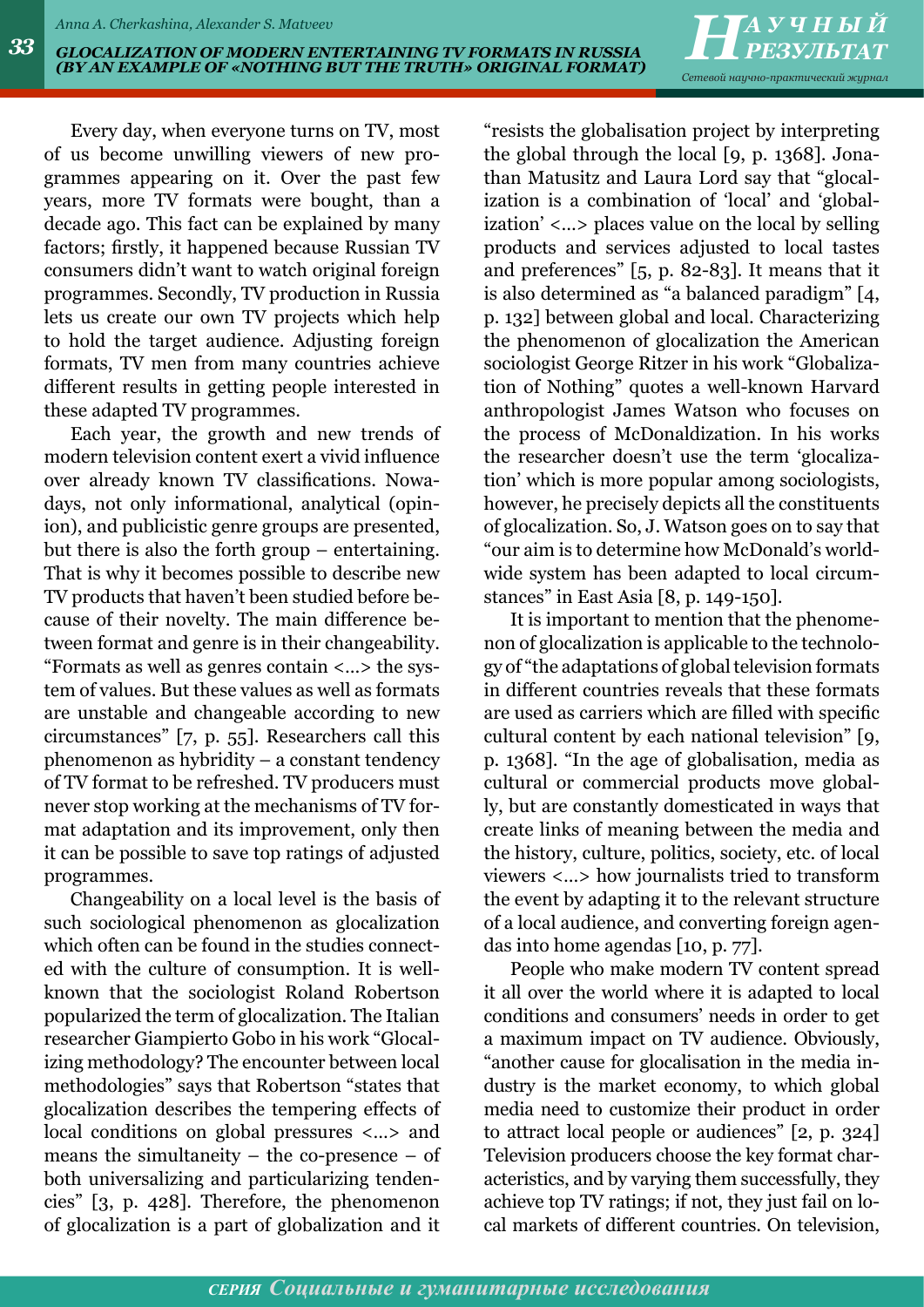Every day, when everyone turns on TV, most of us become unwilling viewers of new programmes appearing on it. Over the past few years, more TV formats were bought, than a decade ago. This fact can be explained by many factors; firstly, it happened because Russian TV consumers didn't want to watch original foreign programmes. Secondly, TV production in Russia lets us create our own TV projects which help to hold the target audience. Adjusting foreign formats, TV men from many countries achieve different results in getting people interested in these adapted TV programmes.

Each year, the growth and new trends of modern television content exert a vivid influence over already known TV classifications. Nowadays, not only informational, analytical (opinion), and publicistic genre groups are presented, but there is also the forth group – entertaining. That is why it becomes possible to describe new TV products that haven't been studied before because of their novelty. The main difference between format and genre is in their changeability. "Formats as well as genres contain <...> the system of values. But these values as well as formats are unstable and changeable according to new circumstances" [7, p. 55]. Researchers call this phenomenon as hybridity – a constant tendency of TV format to be refreshed. TV producers must never stop working at the mechanisms of TV format adaptation and its improvement, only then it can be possible to save top ratings of adjusted programmes.

Changeability on a local level is the basis of such sociological phenomenon as glocalization which often can be found in the studies connected with the culture of consumption. It is well-known that the sociologist Roland Robertson popularized the term of glocalization. The Italian researcher Giampierto Gobo in his work "Glocalizing methodology? The encounter between local methodologies" says that Robertson "states that glocalization describes the tempering effects of local conditions on global pressures <...> and means the simultaneity – the co-presence – of both universalizing and particularizing tendencies" [3, p. 428]. Therefore, the phenomenon of glocalization is a part of globalization and it "resists the globalisation project by interpreting the global through the local [9, p. 1368]. Jonathan Matusitz and Laura Lord say that "glocalization is a combination of 'local' and 'globalization' <...> places value on the local by selling products and services adjusted to local tastes and preferences" [5, p. 82-83]. It means that it is also determined as "a balanced paradigm" [4, p. 132] between global and local. Characterizing the phenomenon of glocalization the American sociologist George Ritzer in his work "Globalization of Nothing" quotes a well-known Harvard anthropologist James Watson who focuses on the process of McDonaldization. In his works the researcher doesn't use the term 'glocalization' which is more popular among sociologists, however, he precisely depicts all the constituents of glocalization. So, J. Watson goes on to say that "our aim is to determine how McDonald's worldwide system has been adapted to local circumstances" in East Asia [8, p. 149-150].

It is important to mention that the phenomenon of glocalization is applicable to the technology of "the adaptations of global television formats in different countries reveals that these formats are used as carriers which are filled with specific cultural content by each national television" [9, p. 1368]. "In the age of globalisation, media as cultural or commercial products move globally, but are constantly domesticated in ways that create links of meaning between the media and the history, culture, politics, society, etc. of local viewers <...> how journalists tried to transform the event by adapting it to the relevant structure of a local audience, and converting foreign agendas into home agendas [10, p. 77].

People who make modern TV content spread it all over the world where it is adapted to local conditions and consumers' needs in order to get a maximum impact on TV audience. Obviously, "another cause for glocalisation in the media industry is the market economy, to which global media need to customize their product in order to attract local people or audiences" [2, p. 324] Television producers choose the key format characteristics, and by varying them successfully, they achieve top TV ratings; if not, they just fail on local markets of different countries. On television,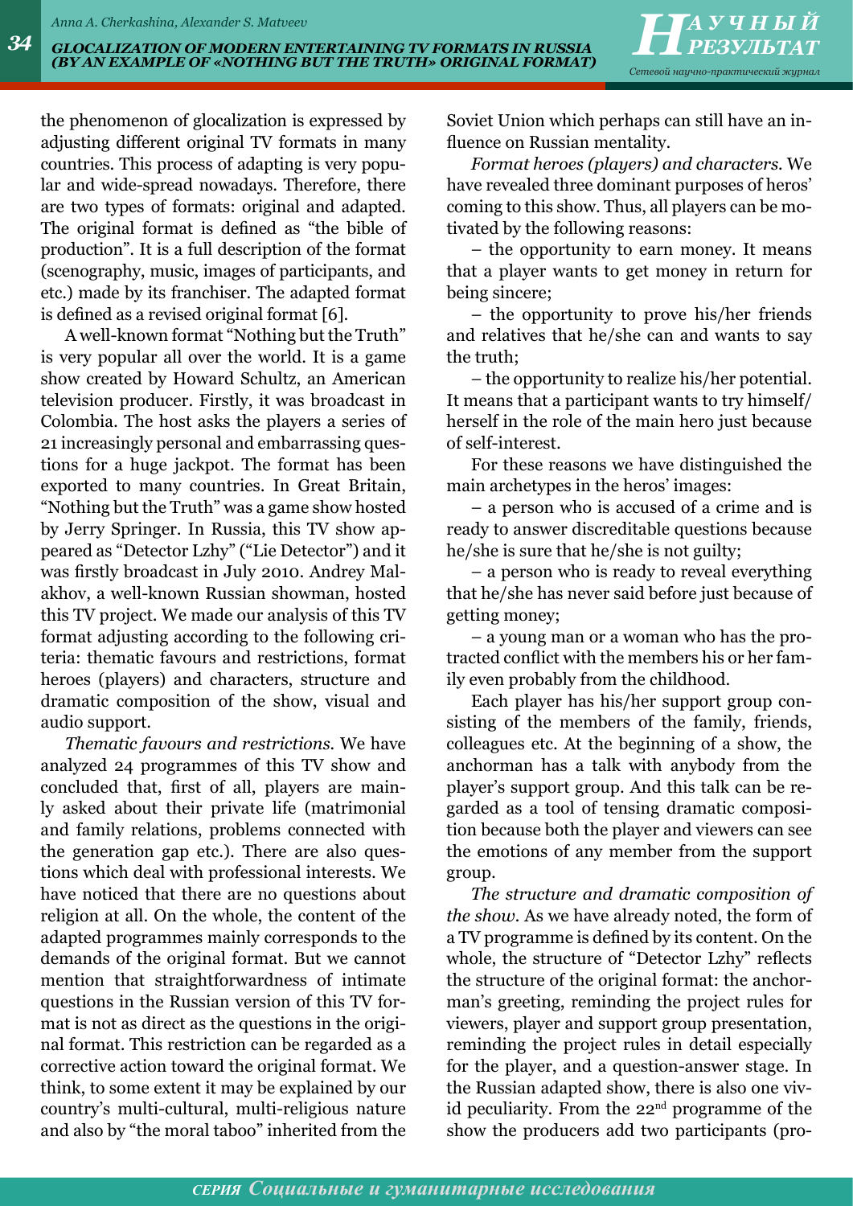the phenomenon of glocalization is expressed by adjusting different original TV formats in many countries. This process of adapting is very popular and wide-spread nowadays. Therefore, there are two types of formats: original and adapted. The original format is defined as "the bible of production". It is a full description of the format (scenography, music, images of participants, and etc.) made by its franchiser. The adapted format is defined as a revised original format [6].

A well-known format "Nothing but the Truth" is very popular all over the world. It is a game show created by Howard Schultz, an American television producer. Firstly, it was broadcast in Colombia. The host asks the players a series of 21 increasingly personal and embarrassing questions for a huge jackpot. The format has been exported to many countries. In Great Britain, "Nothing but the Truth" was a game show hosted by Jerry Springer. In Russia, this TV show appeared as "Detector Lzhy" ("Lie Detector") and it was firstly broadcast in July 2010. Andrey Malakhov, a well-known Russian showman, hosted this TV project. We made our analysis of this TV format adjusting according to the following criteria: thematic favours and restrictions, format heroes (players) and characters, structure and dramatic composition of the show, visual and audio support.

*Thematic favours and restrictions.* We have analyzed 24 programmes of this TV show and concluded that, first of all, players are mainly asked about their private life (matrimonial and family relations, problems connected with the generation gap etc.). There are also questions which deal with professional interests. We have noticed that there are no questions about religion at all. On the whole, the content of the adapted programmes mainly corresponds to the demands of the original format. But we cannot mention that straightforwardness of intimate questions in the Russian version of this TV format is not as direct as the questions in the original format. This restriction can be regarded as a corrective action toward the original format. We think, to some extent it may be explained by our country's multi-cultural, multi-religious nature and also by "the moral taboo" inherited from the Soviet Union which perhaps can still have an influence on Russian mentality.

*Format heroes (players) and characters.* We have revealed three dominant purposes of heros' coming to this show. Thus, all players can be motivated by the following reasons:

– the opportunity to earn money. It means that a player wants to get money in return for being sincere;

– the opportunity to prove his/her friends and relatives that he/she can and wants to say the truth;

– the opportunity to realize his/her potential. It means that a participant wants to try himself/herself in the role of the main hero just because of self-interest.

For these reasons we have distinguished the main archetypes in the heros' images:

– a person who is accused of a crime and is ready to answer discreditable questions because he/she is sure that he/she is not guilty;

– a person who is ready to reveal everything that he/she has never said before just because of getting money;

– a young man or a woman who has the protracted conflict with the members his or her family even probably from the childhood.

Each player has his/her support group consisting of the members of the family, friends, colleagues etc. At the beginning of a show, the anchorman has a talk with anybody from the player's support group. And this talk can be regarded as a tool of tensing dramatic composition because both the player and viewers can see the emotions of any member from the support group.

*The structure and dramatic composition of the show.* As we have already noted, the form of a TV programme is defined by its content. On the whole, the structure of "Detector Lzhy" reflects the structure of the original format: the anchorman's greeting, reminding the project rules for viewers, player and support group presentation, reminding the project rules in detail especially for the player, and a question-answer stage. In the Russian adapted show, there is also one vivid peculiarity. From the 22nd programme of the show the producers add two participants (pro-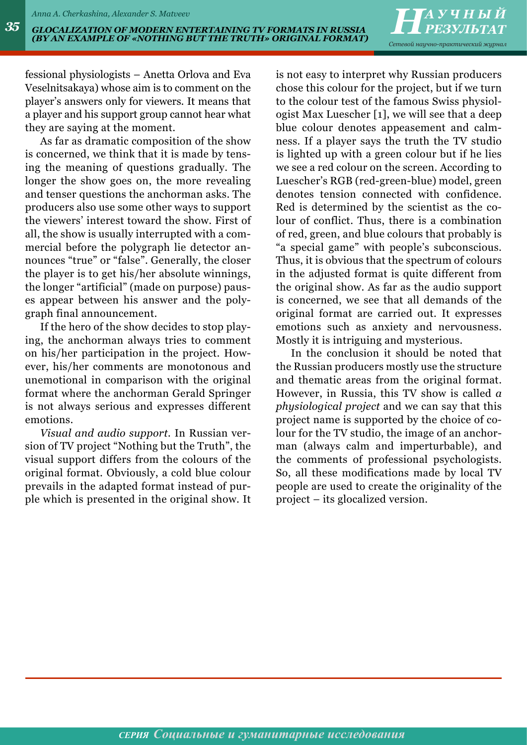fessional physiologists – Anetta Orlova and Eva Veselnitsakaya) whose aim is to comment on the player's answers only for viewers. It means that a player and his support group cannot hear what they are saying at the moment.

As far as dramatic composition of the show is concerned, we think that it is made by tensing the meaning of questions gradually. The longer the show goes on, the more revealing and tenser questions the anchorman asks. The producers also use some other ways to support the viewers' interest toward the show. First of all, the show is usually interrupted with a commercial before the polygraph lie detector announces "true" or "false". Generally, the closer the player is to get his/her absolute winnings, the longer "artificial" (made on purpose) pauses appear between his answer and the polygraph final announcement.

If the hero of the show decides to stop playing, the anchorman always tries to comment on his/her participation in the project. However, his/her comments are monotonous and unemotional in comparison with the original format where the anchorman Gerald Springer is not always serious and expresses different emotions.

*Visual and audio support.* In Russian version of TV project "Nothing but the Truth", the visual support differs from the colours of the original format. Obviously, a cold blue colour prevails in the adapted format instead of purple which is presented in the original show. It is not easy to interpret why Russian producers chose this colour for the project, but if we turn to the colour test of the famous Swiss physiologist Max Luescher [1], we will see that a deep blue colour denotes appeasement and calmness. If a player says the truth the TV studio is lighted up with a green colour but if he lies we see a red colour on the screen. According to Luescher's RGB (red-green-blue) model, green denotes tension connected with confidence. Red is determined by the scientist as the colour of conflict. Thus, there is a combination of red, green, and blue colours that probably is "a special game" with people's subconscious. Thus, it is obvious that the spectrum of colours in the adjusted format is quite different from the original show. As far as the audio support is concerned, we see that all demands of the original format are carried out. It expresses emotions such as anxiety and nervousness. Mostly it is intriguing and mysterious.

In the conclusion it should be noted that the Russian producers mostly use the structure and thematic areas from the original format. However, in Russia, this TV show is called *a physiological project* and we can say that this project name is supported by the choice of colour for the TV studio, the image of an anchorman (always calm and imperturbable), and the comments of professional psychologists. So, all these modifications made by local TV people are used to create the originality of the project – its glocalized version.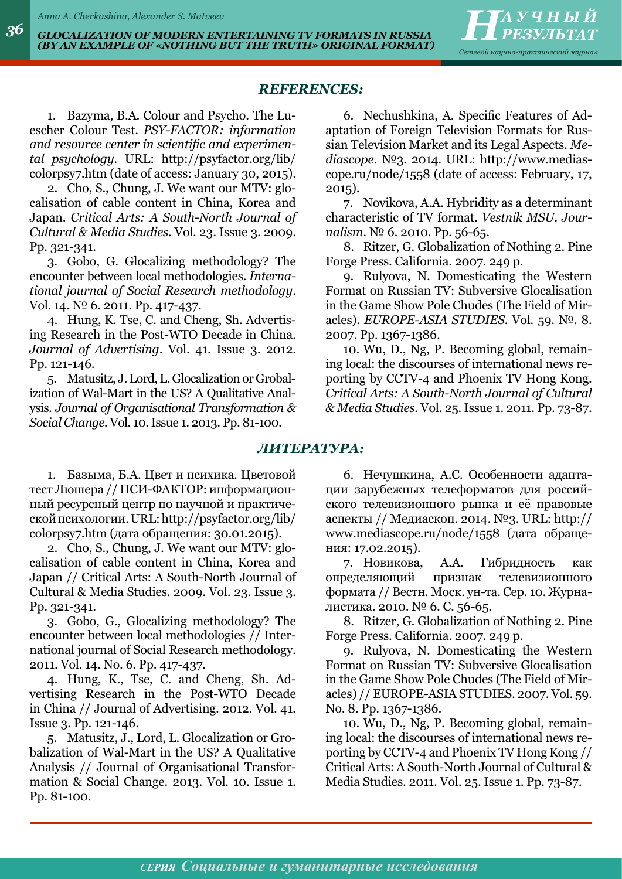## REFERENCES:

1. Bazyma, B.A. Colour and Psycho. The Luescher Colour Test. *PSY-FACTOR: information and resource center in scientific and experimental psychology*. URL: http://psyfactor.org/lib/colorpsy7.htm (date of access: January 30, 2015).

2. Cho, S., Chung, J. We want our MTV: glocalisation of cable content in China, Korea and Japan. *Critical Arts: A South-North Journal of Cultural & Media Studies*. Vol. 23. Issue 3. 2009. Pp. 321-341.

3. Gobo, G. Glocalizing methodology? The encounter between local methodologies. *International journal of Social Research methodology*. Vol. 14. № 6. 2011. Pp. 417-437.

4. Hung, K. Tse, C. and Cheng, Sh. Advertising Research in the Post-WTO Decade in China. *Journal of Advertising*. Vol. 41. Issue 3. 2012. Pp. 121-146.

5. Matusitz, J. Lord, L. Glocalization or Grobalization of Wal-Mart in the US? A Qualitative Analysis. *Journal of Organisational Transformation & Social Change*. Vol. 10. Issue 1. 2013. Pp. 81-100.

6. Nechushkina, A. Specific Features of Adaptation of Foreign Television Formats for Russian Television Market and its Legal Aspects. *Mediascope*. №3. 2014. URL: http://www.mediascope.ru/node/1558 (date of access: February, 17, 2015).

7. Novikova, A.A. Hybridity as a determinant characteristic of TV format. *Vestnik MSU. Journalism*. № 6. 2010. Pp. 56-65.

8. Ritzer, G. Globalization of Nothing 2. Pine Forge Press. California. 2007. 249 p.

9. Rulyova, N. Domesticating the Western Format on Russian TV: Subversive Glocalisation in the Game Show Pole Chudes (The Field of Miracles). *EUROPE-ASIA STUDIES*. Vol. 59. №. 8. 2007. Pp. 1367-1386.

10. Wu, D., Ng, P. Becoming global, remaining local: the discourses of international news reporting by CCTV-4 and Phoenix TV Hong Kong. *Critical Arts: A South-North Journal of Cultural & Media Studies*. Vol. 25. Issue 1. 2011. Pp. 73-87.

## ЛИТЕРАТУРА:

1. Базыма, Б.А. Цвет и психика. Цветовой тест Люшера // ПСИ-ФАКТОР: информационный ресурсный центр по научной и практической психологии. URL: http://psyfactor.org/lib/colorpsy7.htm (дата обращения: 30.01.2015).

2. Cho, S., Chung, J. We want our MTV: glocalisation of cable content in China, Korea and Japan // Critical Arts: A South-North Journal of Cultural & Media Studies. 2009. Vol. 23. Issue 3. Pp. 321-341.

3. Gobo, G., Glocalizing methodology? The encounter between local methodologies // International journal of Social Research methodology. 2011. Vol. 14. No. 6. Pp. 417-437.

4. Hung, K., Tse, C. and Cheng, Sh. Advertising Research in the Post-WTO Decade in China // Journal of Advertising. 2012. Vol. 41. Issue 3. Pp. 121-146.

5. Matusitz, J., Lord, L. Glocalization or Grobalization of Wal-Mart in the US? A Qualitative Analysis // Journal of Organisational Transformation & Social Change. 2013. Vol. 10. Issue 1. Pp. 81-100.

6. Нечушкина, А.С. Особенности адаптации зарубежных телеформатов для российского телевизионного рынка и её правовые аспекты // Медиаскоп. 2014. №3. URL: http://www.mediascope.ru/node/1558 (дата обращения: 17.02.2015).

7. Новикова, А.А. Гибридность как определяющий признак телевизионного формата // Вестн. Моск. ун-та. Сер. 10. Журналистика. 2010. № 6. С. 56-65.

8. Ritzer, G. Globalization of Nothing 2. Pine Forge Press. California. 2007. 249 p.

9. Rulyova, N. Domesticating the Western Format on Russian TV: Subversive Glocalisation in the Game Show Pole Chudes (The Field of Miracles) // EUROPE-ASIA STUDIES. 2007. Vol. 59. No. 8. Pp. 1367-1386.

10. Wu, D., Ng, P. Becoming global, remaining local: the discourses of international news reporting by CCTV-4 and Phoenix TV Hong Kong // Critical Arts: A South-North Journal of Cultural & Media Studies. 2011. Vol. 25. Issue 1. Pp. 73-87.